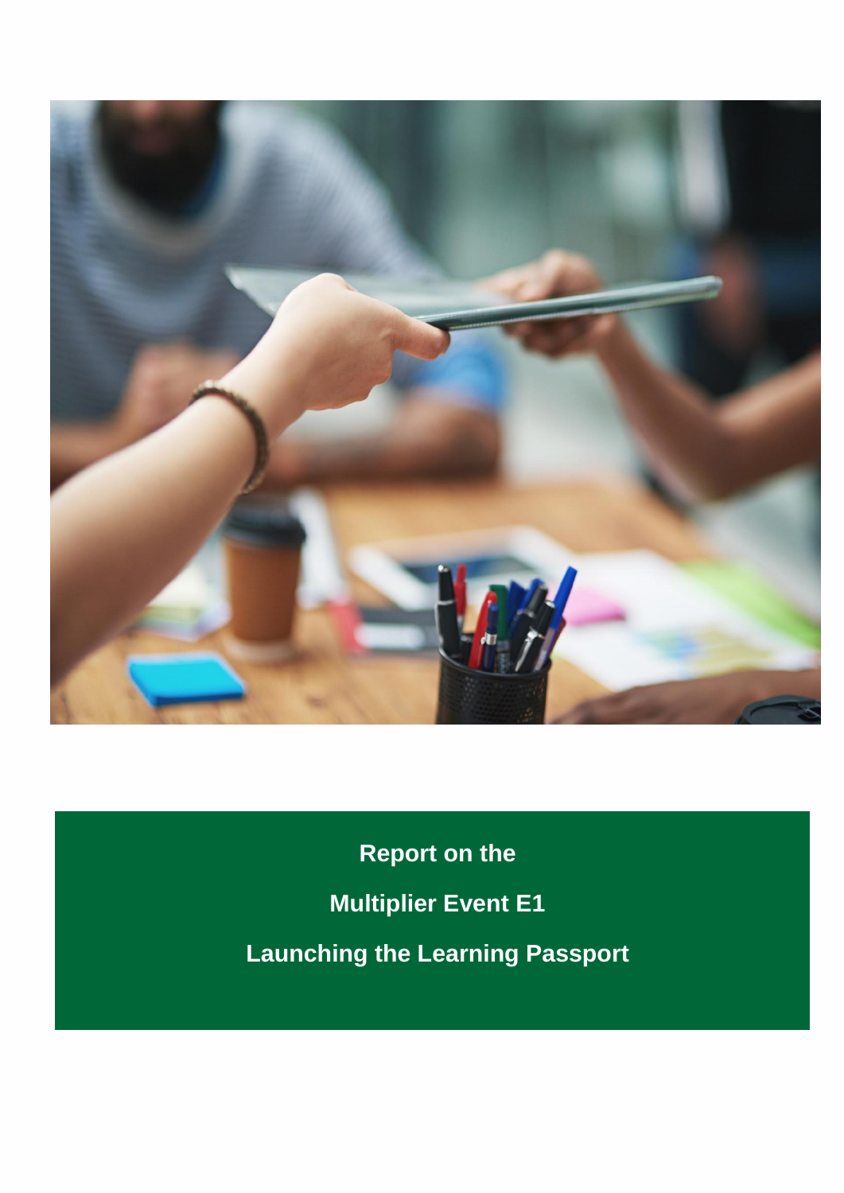# Report on the

# Multiplier Event E1

# Launching the Learning Passport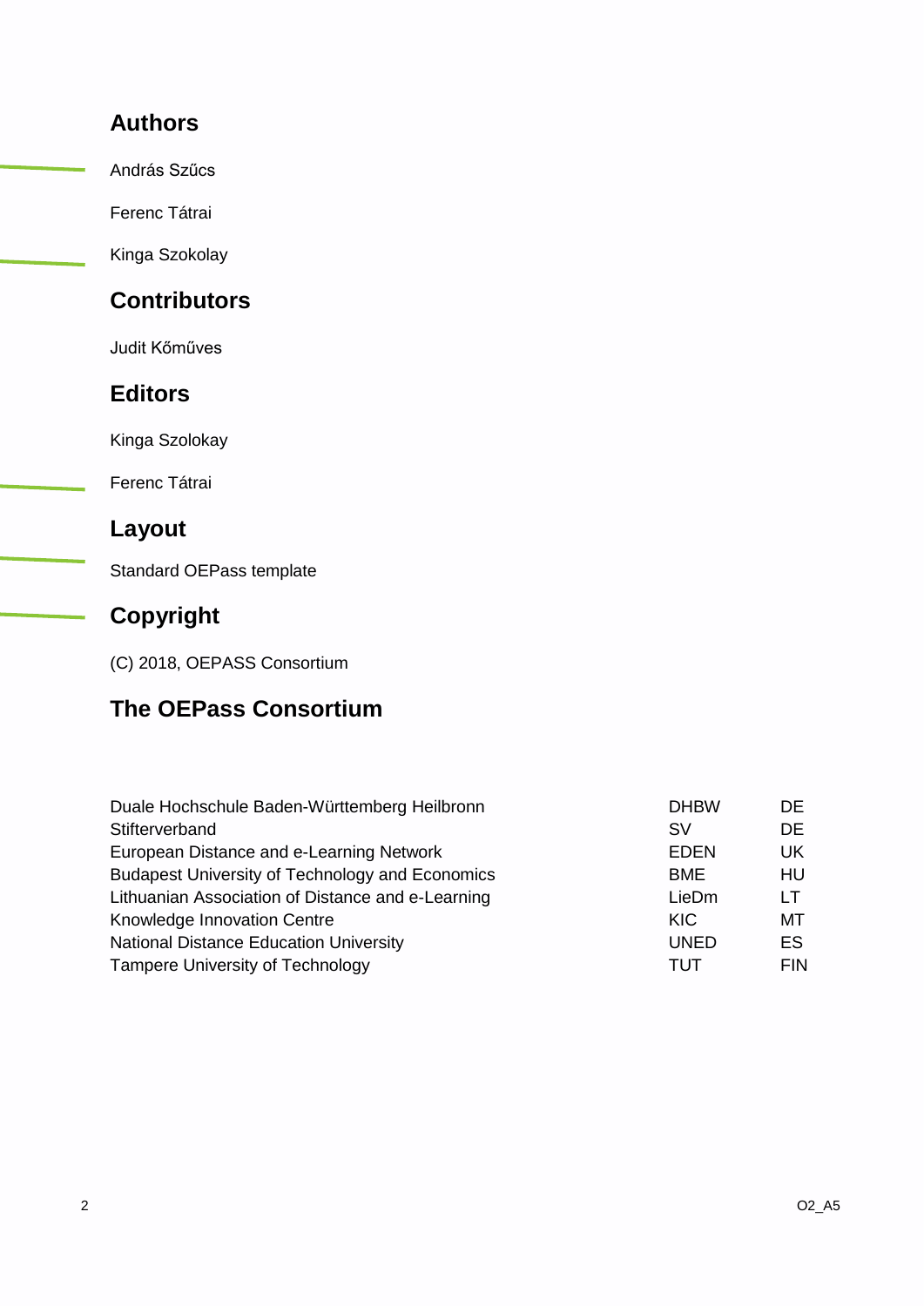## Authors

András Szűcs

Ferenc Tátrai

Kinga Szokolay

## Contributors

Judit Kőműves

## Editors

Kinga Szolokay

Ferenc Tátrai

## Layout

Standard OEPass template

## Copyright

(C) 2018, OEPASS Consortium

## The OEPass Consortium

| | | |
|---|---|---|
| Duale Hochschule Baden-Württemberg Heilbronn | DHBW | DE |
| Stifterverband | SV | DE |
| European Distance and e-Learning Network | EDEN | UK |
| Budapest University of Technology and Economics | BME | HU |
| Lithuanian Association of Distance and e-Learning | LieDm | LT |
| Knowledge Innovation Centre | KIC | MT |
| National Distance Education University | UNED | ES |
| Tampere University of Technology | TUT | FIN |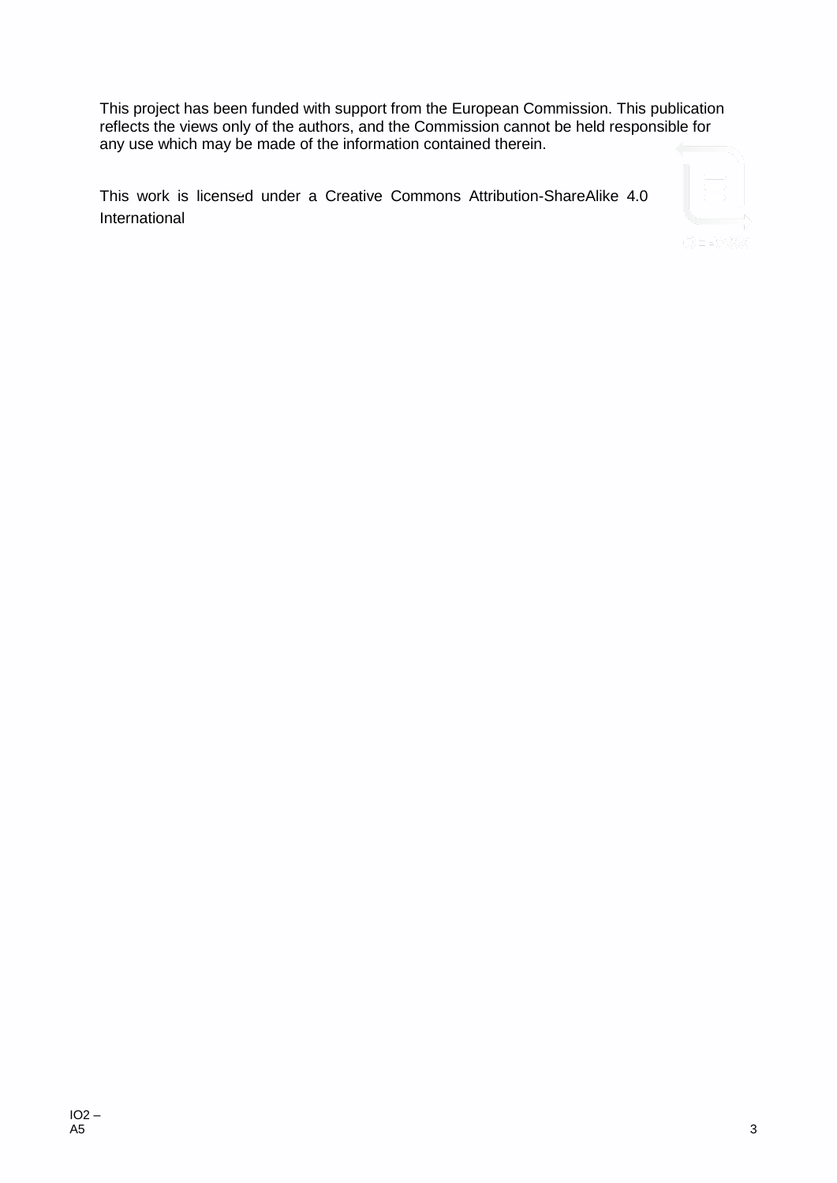This project has been funded with support from the European Commission. This publication reflects the views only of the authors, and the Commission cannot be held responsible for any use which may be made of the information contained therein.

This work is licensed under a Creative Commons Attribution-ShareAlike 4.0 International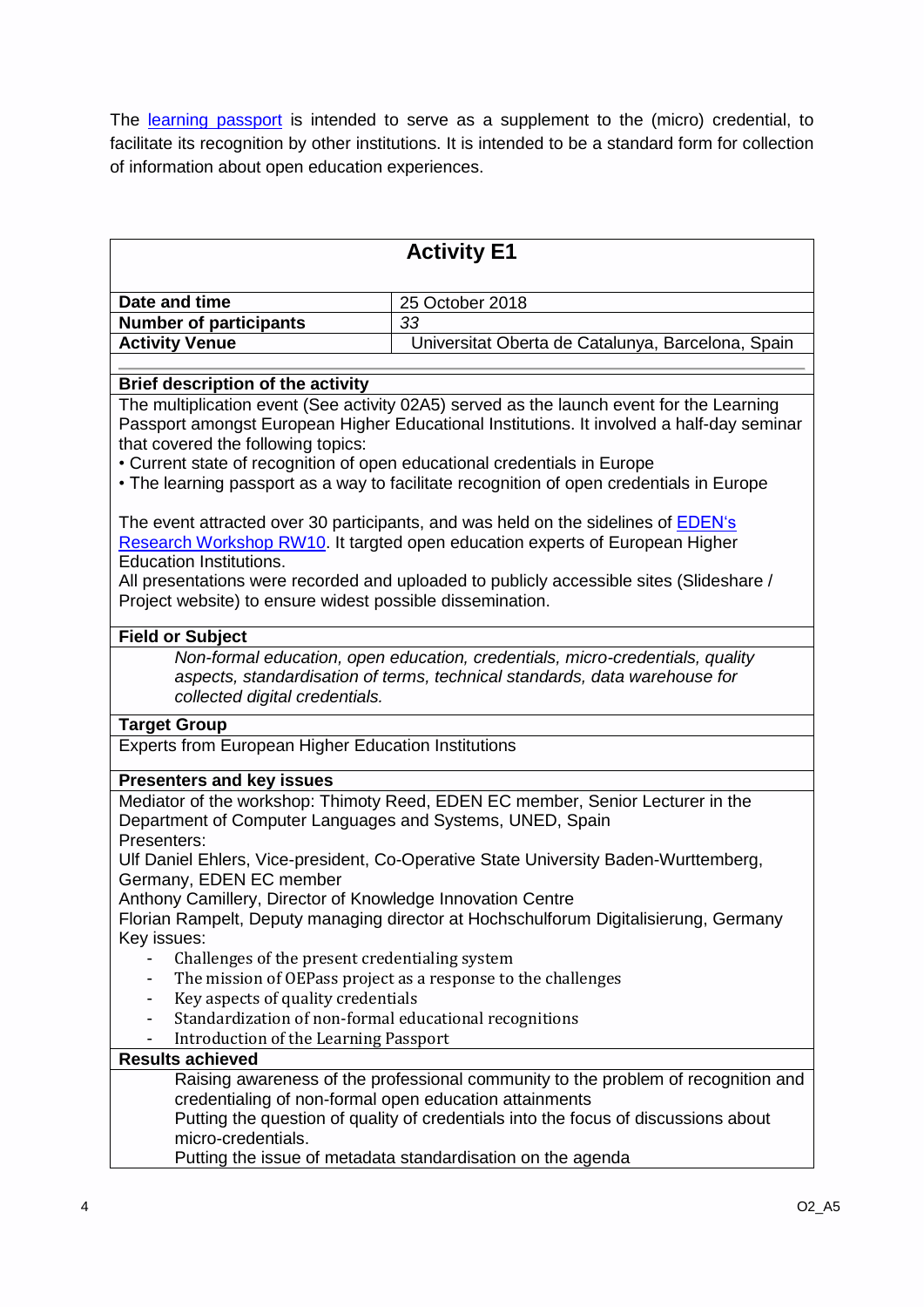The [learning passport](#) is intended to serve as a supplement to the (micro) credential, to facilitate its recognition by other institutions. It is intended to be a standard form for collection of information about open education experiences.

## Activity E1

| **Date and time** | 25 October 2018 |
|---|---|
| **Number of participants** | *33* |
| **Activity Venue** | Universitat Oberta de Catalunya, Barcelona, Spain |

**Brief description of the activity**

The multiplication event (See activity 02A5) served as the launch event for the Learning Passport amongst European Higher Educational Institutions. It involved a half-day seminar that covered the following topics:

- Current state of recognition of open educational credentials in Europe
- The learning passport as a way to facilitate recognition of open credentials in Europe

The event attracted over 30 participants, and was held on the sidelines of [EDEN's Research Workshop RW10](#). It targted open education experts of European Higher Education Institutions.
All presentations were recorded and uploaded to publicly accessible sites (Slideshare / Project website) to ensure widest possible dissemination.

**Field or Subject**

*Non-formal education, open education, credentials, micro-credentials, quality aspects, standardisation of terms, technical standards, data warehouse for collected digital credentials.*

**Target Group**

Experts from European Higher Education Institutions

**Presenters and key issues**

Mediator of the workshop: Thimoty Reed, EDEN EC member, Senior Lecturer in the Department of Computer Languages and Systems, UNED, Spain
Presenters:
Ulf Daniel Ehlers, Vice-president, Co-Operative State University Baden-Wurttemberg, Germany, EDEN EC member
Anthony Camillery, Director of Knowledge Innovation Centre
Florian Rampelt, Deputy managing director at Hochschulforum Digitalisierung, Germany
Key issues:

- Challenges of the present credentialing system
- The mission of OEPass project as a response to the challenges
- Key aspects of quality credentials
- Standardization of non-formal educational recognitions
- Introduction of the Learning Passport

**Results achieved**

Raising awareness of the professional community to the problem of recognition and credentialing of non-formal open education attainments
Putting the question of quality of credentials into the focus of discussions about micro-credentials.
Putting the issue of metadata standardisation on the agenda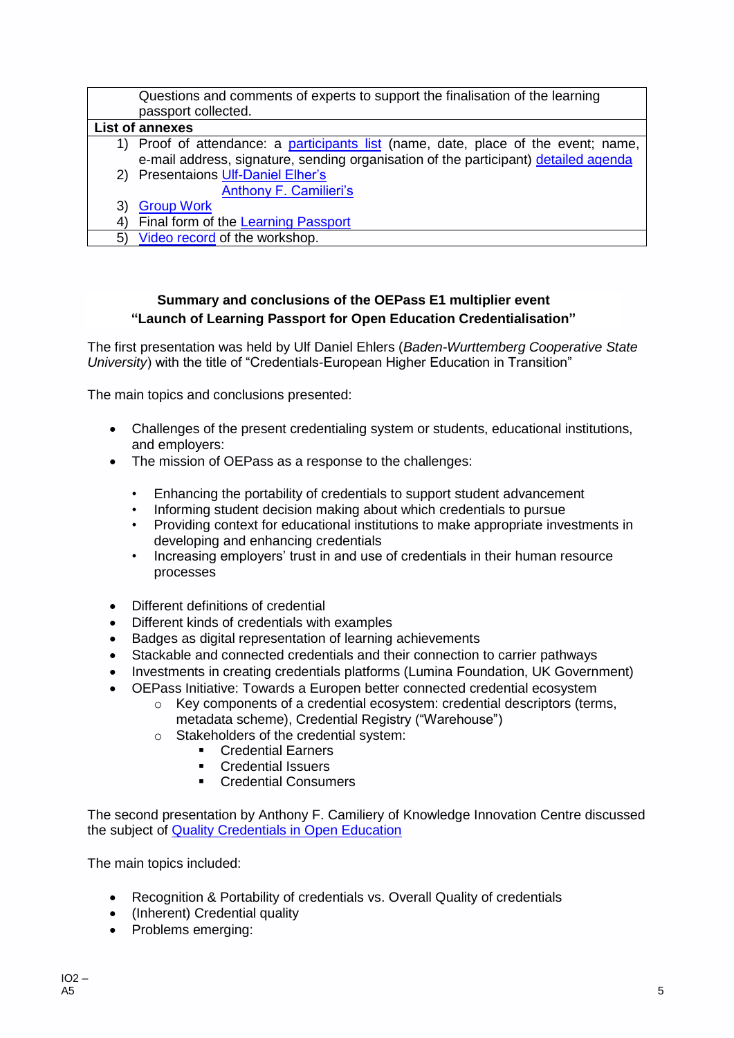| | |
|---|---|
| | Questions and comments of experts to support the finalisation of the learning passport collected. |
| **List of annexes** | |
| | 1) Proof of attendance: a participants list (name, date, place of the event; name, e-mail address, signature, sending organisation of the participant) detailed agenda<br>2) Presentaions Ulf-Daniel Elher's<br>Anthony F. Camilieri's<br>3) Group Work<br>4) Final form of the Learning Passport<br>5) Video record of the workshop. |

**Summary and conclusions of the OEPass E1 multiplier event "Launch of Learning Passport for Open Education Credentialisation"**

The first presentation was held by Ulf Daniel Ehlers (*Baden-Wurttemberg Cooperative State University*) with the title of "Credentials-European Higher Education in Transition"

The main topics and conclusions presented:

- Challenges of the present credentialing system or students, educational institutions, and employers:
- The mission of OEPass as a response to the challenges:
  - Enhancing the portability of credentials to support student advancement
  - Informing student decision making about which credentials to pursue
  - Providing context for educational institutions to make appropriate investments in developing and enhancing credentials
  - Increasing employers' trust in and use of credentials in their human resource processes
- Different definitions of credential
- Different kinds of credentials with examples
- Badges as digital representation of learning achievements
- Stackable and connected credentials and their connection to carrier pathways
- Investments in creating credentials platforms (Lumina Foundation, UK Government)
- OEPass Initiative: Towards a Europen better connected credential ecosystem
  - Key components of a credential ecosystem: credential descriptors (terms, metadata scheme), Credential Registry ("Warehouse")
  - Stakeholders of the credential system:
    - Credential Earners
    - Credential Issuers
    - Credential Consumers

The second presentation by Anthony F. Camiliery of Knowledge Innovation Centre discussed the subject of Quality Credentials in Open Education

The main topics included:

- Recognition & Portability of credentials vs. Overall Quality of credentials
- (Inherent) Credential quality
- Problems emerging: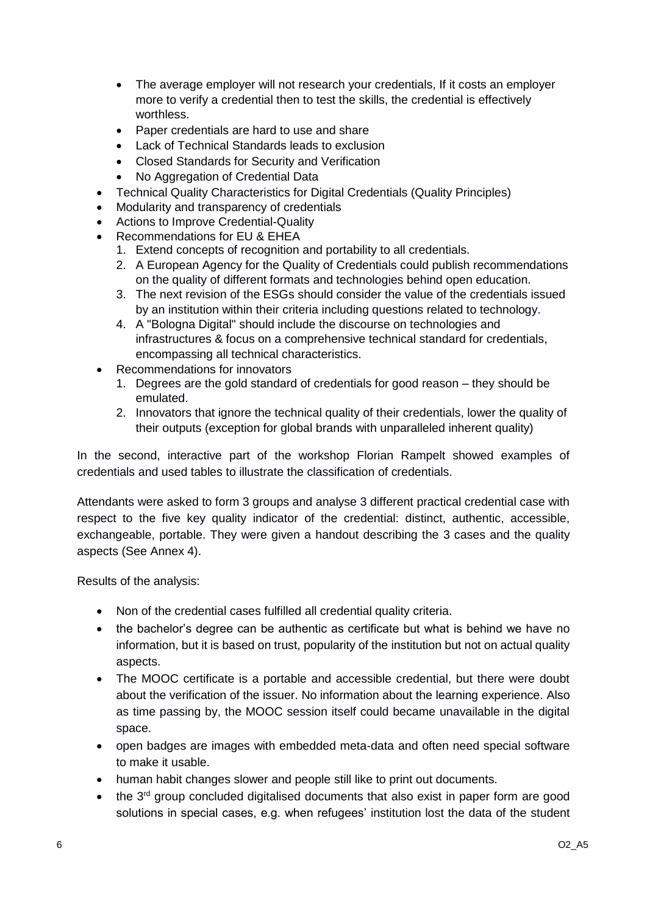- The average employer will not research your credentials, If it costs an employer more to verify a credential then to test the skills, the credential is effectively worthless.
  - Paper credentials are hard to use and share
  - Lack of Technical Standards leads to exclusion
  - Closed Standards for Security and Verification
  - No Aggregation of Credential Data
- Technical Quality Characteristics for Digital Credentials (Quality Principles)
- Modularity and transparency of credentials
- Actions to Improve Credential-Quality
- Recommendations for EU & EHEA
  1. Extend concepts of recognition and portability to all credentials.
  2. A European Agency for the Quality of Credentials could publish recommendations on the quality of different formats and technologies behind open education.
  3. The next revision of the ESGs should consider the value of the credentials issued by an institution within their criteria including questions related to technology.
  4. A "Bologna Digital" should include the discourse on technologies and infrastructures & focus on a comprehensive technical standard for credentials, encompassing all technical characteristics.
- Recommendations for innovators
  1. Degrees are the gold standard of credentials for good reason – they should be emulated.
  2. Innovators that ignore the technical quality of their credentials, lower the quality of their outputs (exception for global brands with unparalleled inherent quality)

In the second, interactive part of the workshop Florian Rampelt showed examples of credentials and used tables to illustrate the classification of credentials.

Attendants were asked to form 3 groups and analyse 3 different practical credential case with respect to the five key quality indicator of the credential: distinct, authentic, accessible, exchangeable, portable. They were given a handout describing the 3 cases and the quality aspects (See Annex 4).

Results of the analysis:

- Non of the credential cases fulfilled all credential quality criteria.
- the bachelor's degree can be authentic as certificate but what is behind we have no information, but it is based on trust, popularity of the institution but not on actual quality aspects.
- The MOOC certificate is a portable and accessible credential, but there were doubt about the verification of the issuer. No information about the learning experience. Also as time passing by, the MOOC session itself could became unavailable in the digital space.
- open badges are images with embedded meta-data and often need special software to make it usable.
- human habit changes slower and people still like to print out documents.
- the 3rd group concluded digitalised documents that also exist in paper form are good solutions in special cases, e.g. when refugees' institution lost the data of the student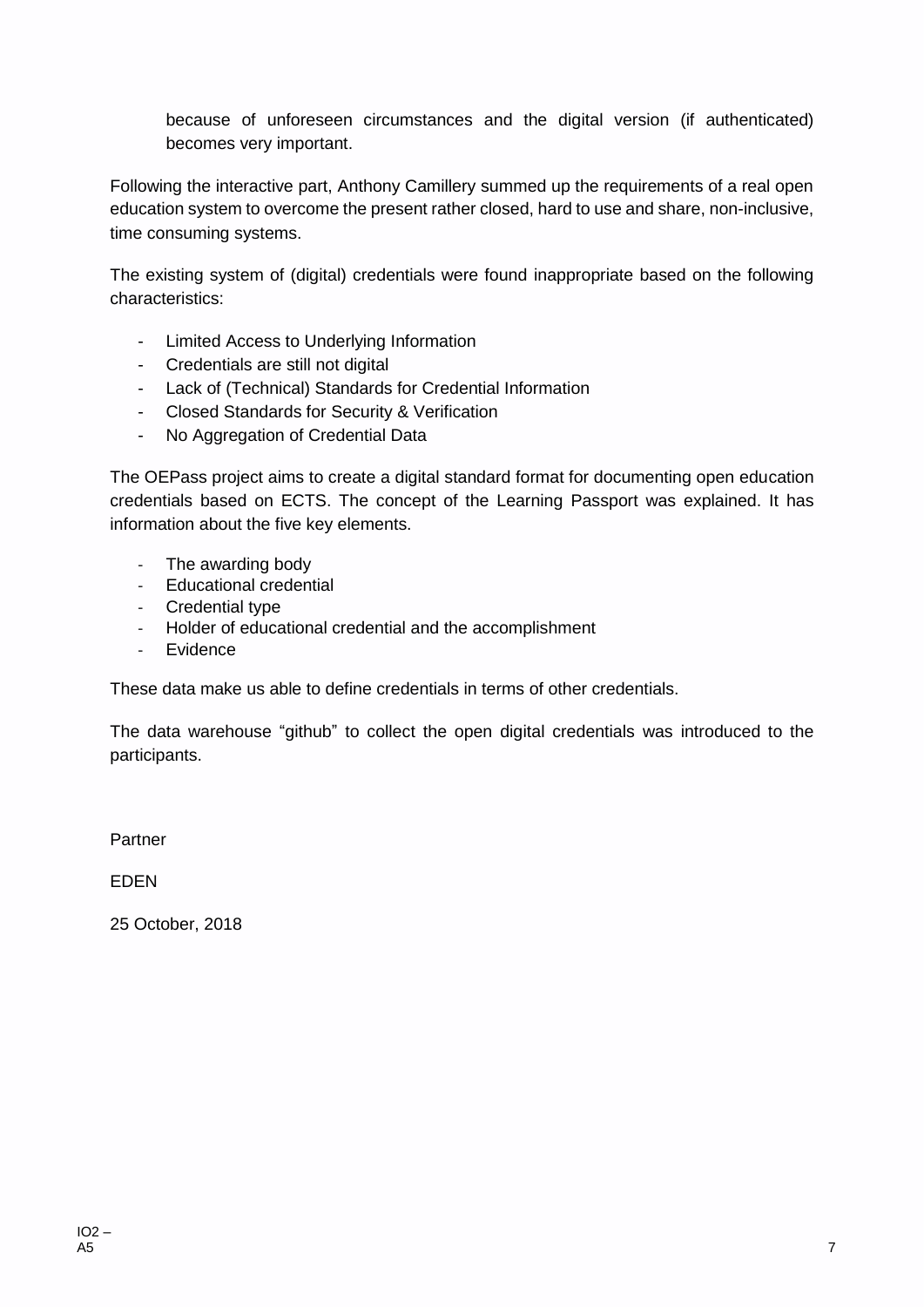because of unforeseen circumstances and the digital version (if authenticated) becomes very important.

Following the interactive part, Anthony Camillery summed up the requirements of a real open education system to overcome the present rather closed, hard to use and share, non-inclusive, time consuming systems.

The existing system of (digital) credentials were found inappropriate based on the following characteristics:

- Limited Access to Underlying Information
- Credentials are still not digital
- Lack of (Technical) Standards for Credential Information
- Closed Standards for Security & Verification
- No Aggregation of Credential Data

The OEPass project aims to create a digital standard format for documenting open education credentials based on ECTS. The concept of the Learning Passport was explained. It has information about the five key elements.

- The awarding body
- Educational credential
- Credential type
- Holder of educational credential and the accomplishment
- Evidence

These data make us able to define credentials in terms of other credentials.

The data warehouse "github" to collect the open digital credentials was introduced to the participants.

Partner

EDEN

25 October, 2018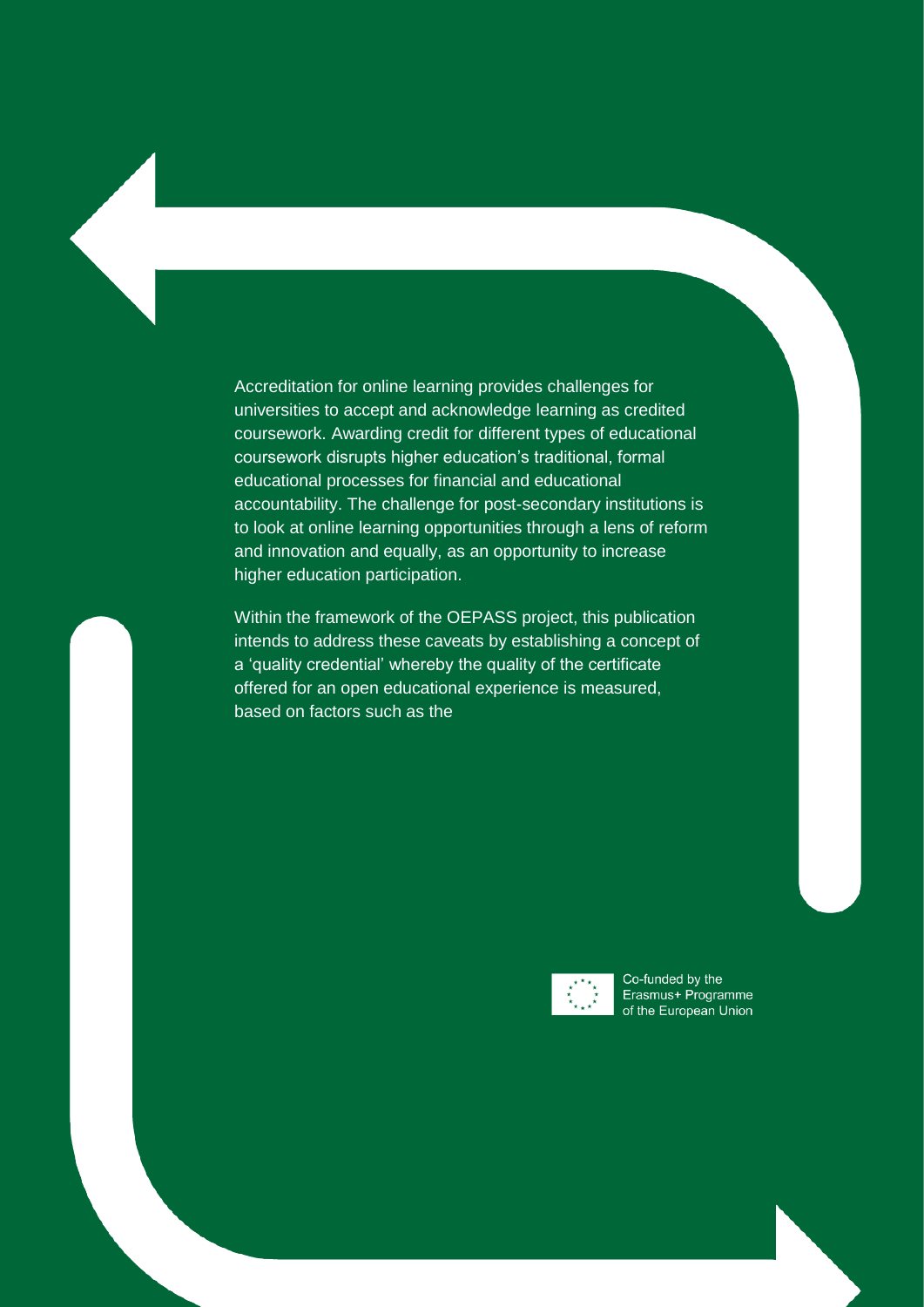Accreditation for online learning provides challenges for universities to accept and acknowledge learning as credited coursework. Awarding credit for different types of educational coursework disrupts higher education's traditional, formal educational processes for financial and educational accountability. The challenge for post-secondary institutions is to look at online learning opportunities through a lens of reform and innovation and equally, as an opportunity to increase higher education participation.

Within the framework of the OEPASS project, this publication intends to address these caveats by establishing a concept of a 'quality credential' whereby the quality of the certificate offered for an open educational experience is measured, based on factors such as the

Co-funded by the
Erasmus+ Programme
of the European Union